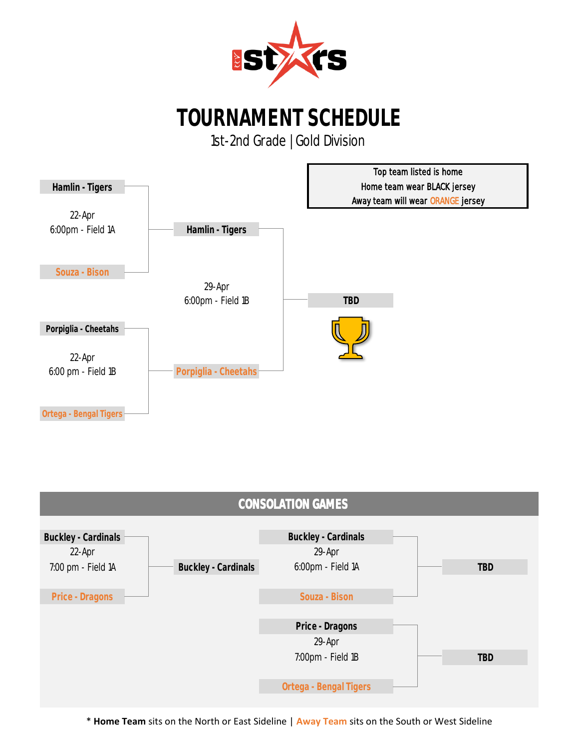# TOURNAMENT SCHEDULE

1st-2nd Grade | Gold Division

Top team listed is home
Home team wear BLACK jersey
Away team will wear ORANGE jersey

**Hamlin - Tigers**

22-Apr
6:00pm - Field 1A

Souza - Bison

**Hamlin - Tigers**

29-Apr
6:00pm - Field 1B

**TBD**

**Porpiglia - Cheetahs**

22-Apr
6:00 pm - Field 1B

Ortega - Bengal Tigers

Porpiglia - Cheetahs

## CONSOLATION GAMES

**Buckley - Cardinals**
22-Apr
7:00 pm - Field 1A
Price - Dragons

**Buckley - Cardinals**

**Buckley - Cardinals**
29-Apr
6:00pm - Field 1A
Souza - Bison

**TBD**

**Price - Dragons**
29-Apr
7:00pm - Field 1B
Ortega - Bengal Tigers

**TBD**

* **Home Team** sits on the North or East Sideline | **Away Team** sits on the South or West Sideline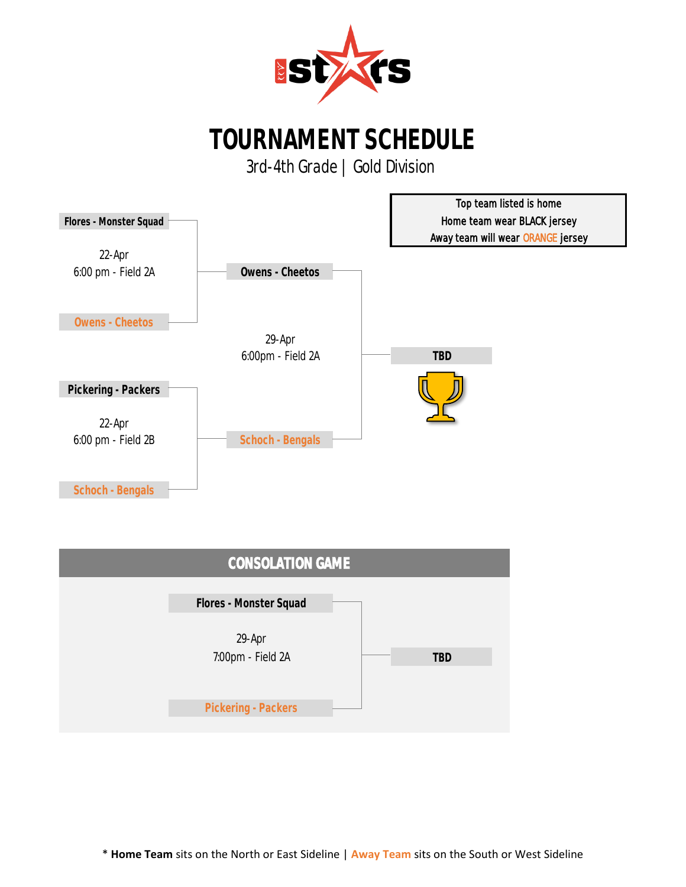# TOURNAMENT SCHEDULE

3rd-4th Grade | Gold Division

Top team listed is home
Home team wear BLACK jersey
Away team will wear ORANGE jersey

**Flores - Monster Squad**

22-Apr
6:00 pm - Field 2A

**Owens - Cheetos**

**Owens - Cheetos**

29-Apr
6:00pm - Field 2A

**TBD**

**Pickering - Packers**

22-Apr
6:00 pm - Field 2B

**Schoch - Bengals**

**Schoch - Bengals**

## CONSOLATION GAME

**Flores - Monster Squad**

29-Apr
7:00pm - Field 2A

**TBD**

**Pickering - Packers**

* **Home Team** sits on the North or East Sideline | **Away Team** sits on the South or West Sideline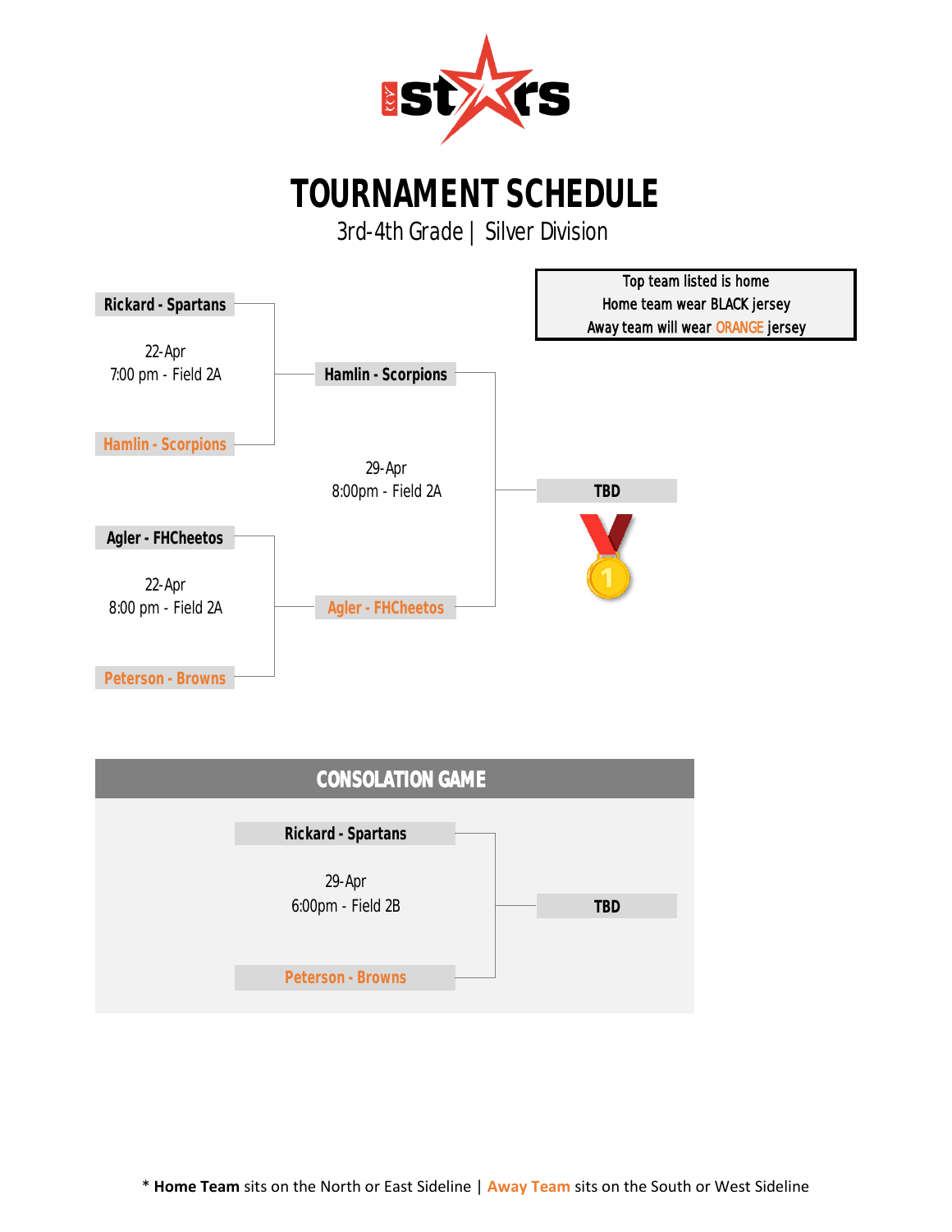# TOURNAMENT SCHEDULE

3rd-4th Grade | Silver Division

Top team listed is home
Home team wear BLACK jersey
Away team will wear ORANGE jersey

**Rickard - Spartans**

22-Apr
7:00 pm - Field 2A

Hamlin - Scorpions

**Hamlin - Scorpions**

29-Apr
8:00pm - Field 2A

Agler - FHCheetos

**TBD**

**Agler - FHCheetos**

22-Apr
8:00 pm - Field 2A

Peterson - Browns

## CONSOLATION GAME

**Rickard - Spartans**

29-Apr
6:00pm - Field 2B

Peterson - Browns

**TBD**

* **Home Team** sits on the North or East Sideline | Away Team sits on the South or West Sideline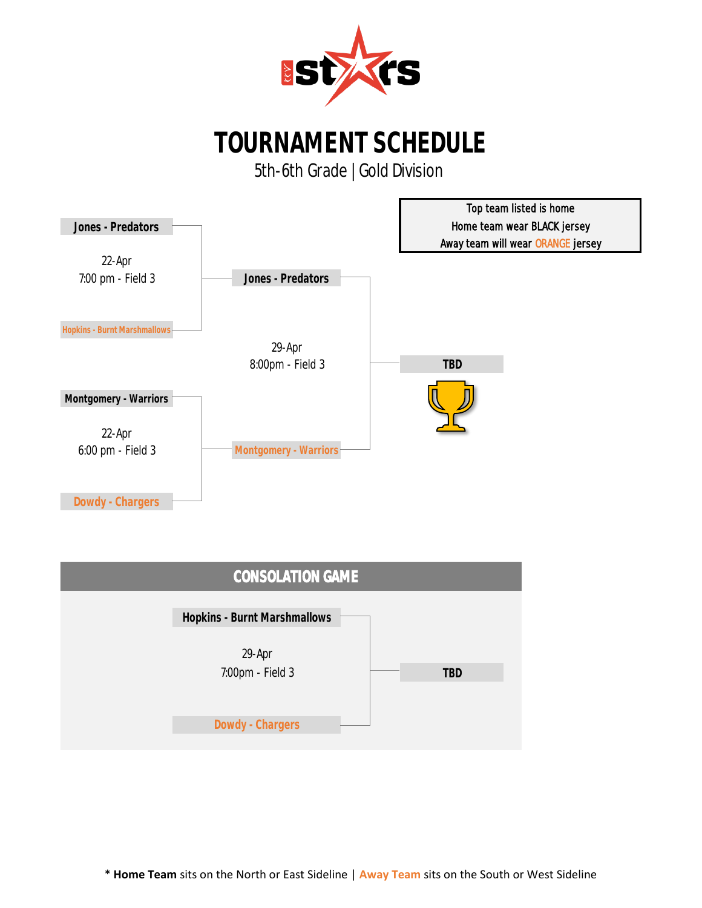# TOURNAMENT SCHEDULE

5th-6th Grade | Gold Division

Top team listed is home
Home team wear BLACK jersey
Away team will wear ORANGE jersey

**Jones - Predators**

22-Apr
7:00 pm - Field 3

Hopkins - Burnt Marshmallows

**Montgomery - Warriors**

22-Apr
6:00 pm - Field 3

Dowdy - Chargers

**Jones - Predators**

29-Apr
8:00pm - Field 3

Montgomery - Warriors

**TBD**

## CONSOLATION GAME

**Hopkins - Burnt Marshmallows**

29-Apr
7:00pm - Field 3

Dowdy - Chargers

**TBD**

* **Home Team** sits on the North or East Sideline | Away Team sits on the South or West Sideline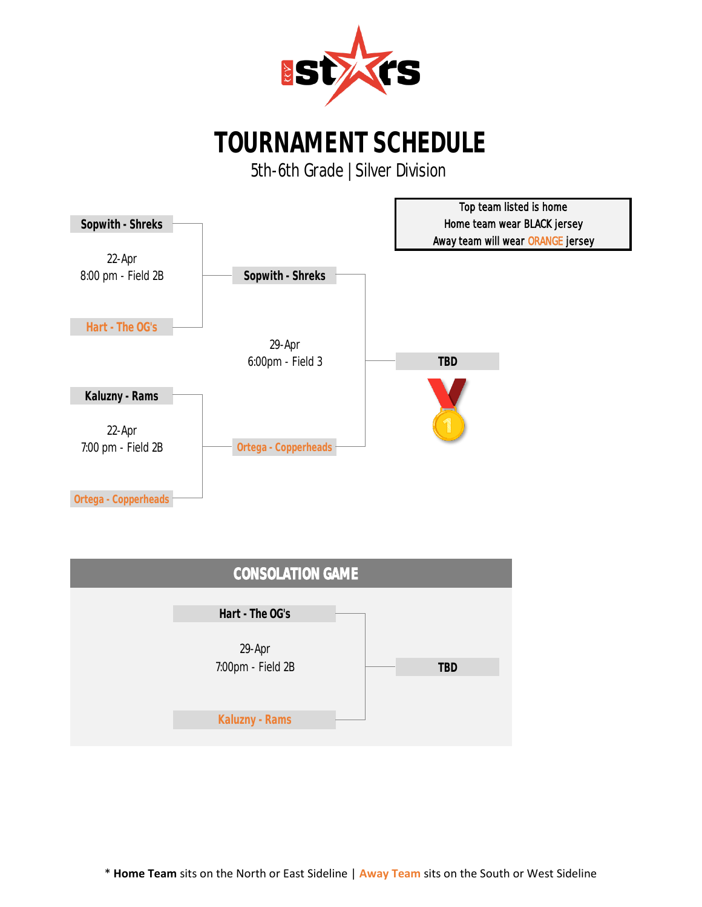# TOURNAMENT SCHEDULE

5th-6th Grade | Silver Division

Top team listed is home
Home team wear BLACK jersey
Away team will wear ORANGE jersey

**Sopwith - Shreks**

22-Apr
8:00 pm - Field 2B

Hart - The OG's

**Sopwith - Shreks**

29-Apr
6:00pm - Field 3

Ortega - Copperheads

**TBD**

**Kaluzny - Rams**

22-Apr
7:00 pm - Field 2B

Ortega - Copperheads

## CONSOLATION GAME

**Hart - The OG's**

29-Apr
7:00pm - Field 2B

Kaluzny - Rams

**TBD**

\* **Home Team** sits on the North or East Sideline | **Away Team** sits on the South or West Sideline